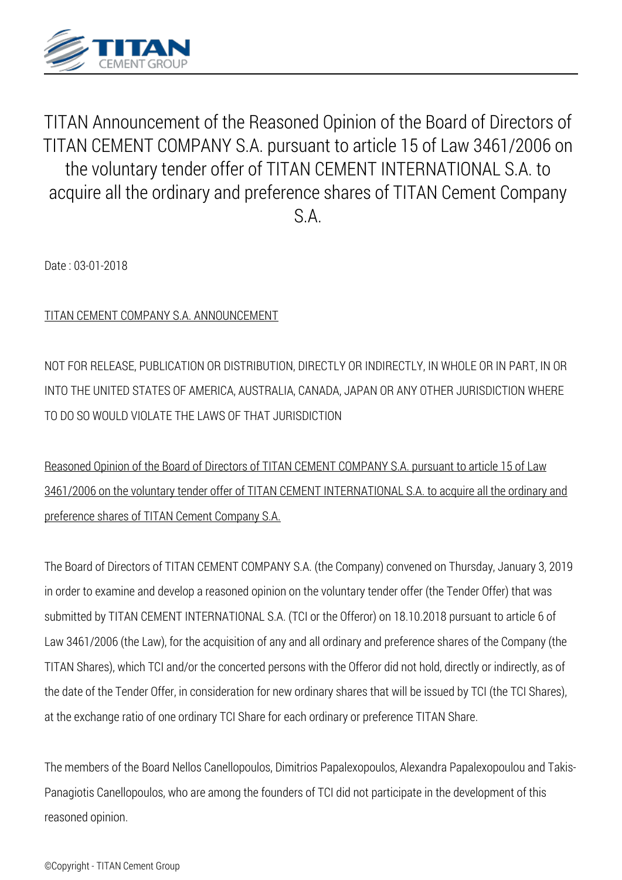# TITAN Announcement of the Reasoned Opinion of the Board of Directors of TITAN CEMENT COMPANY S.A. pursuant to article 15 of Law 3461/2006 on the voluntary tender offer of TITAN CEMENT INTERNATIONAL S.A. to acquire all the ordinary and preference shares of TITAN Cement Company S.A.

Date : 03-01-2018

TITAN CEMENT COMPANY S.A. ANNOUNCEMENT

NOT FOR RELEASE, PUBLICATION OR DISTRIBUTION, DIRECTLY OR INDIRECTLY, IN WHOLE OR IN PART, IN OR INTO THE UNITED STATES OF AMERICA, AUSTRALIA, CANADA, JAPAN OR ANY OTHER JURISDICTION WHERE TO DO SO WOULD VIOLATE THE LAWS OF THAT JURISDICTION

Reasoned Opinion of the Board of Directors of TITAN CEMENT COMPANY S.A. pursuant to article 15 of Law 3461/2006 on the voluntary tender offer of TITAN CEMENT INTERNATIONAL S.A. to acquire all the ordinary and preference shares of TITAN Cement Company S.A.

The Board of Directors of TITAN CEMENT COMPANY S.A. (the Company) convened on Thursday, January 3, 2019 in order to examine and develop a reasoned opinion on the voluntary tender offer (the Tender Offer) that was submitted by TITAN CEMENT INTERNATIONAL S.A. (TCI or the Offeror) on 18.10.2018 pursuant to article 6 of Law 3461/2006 (the Law), for the acquisition of any and all ordinary and preference shares of the Company (the TITAN Shares), which TCI and/or the concerted persons with the Offeror did not hold, directly or indirectly, as of the date of the Tender Offer, in consideration for new ordinary shares that will be issued by TCI (the TCI Shares), at the exchange ratio of one ordinary TCI Share for each ordinary or preference TITAN Share.

The members of the Board Nellos Canellopoulos, Dimitrios Papalexopoulos, Alexandra Papalexopoulou and Takis-Panagiotis Canellopoulos, who are among the founders of TCI did not participate in the development of this reasoned opinion.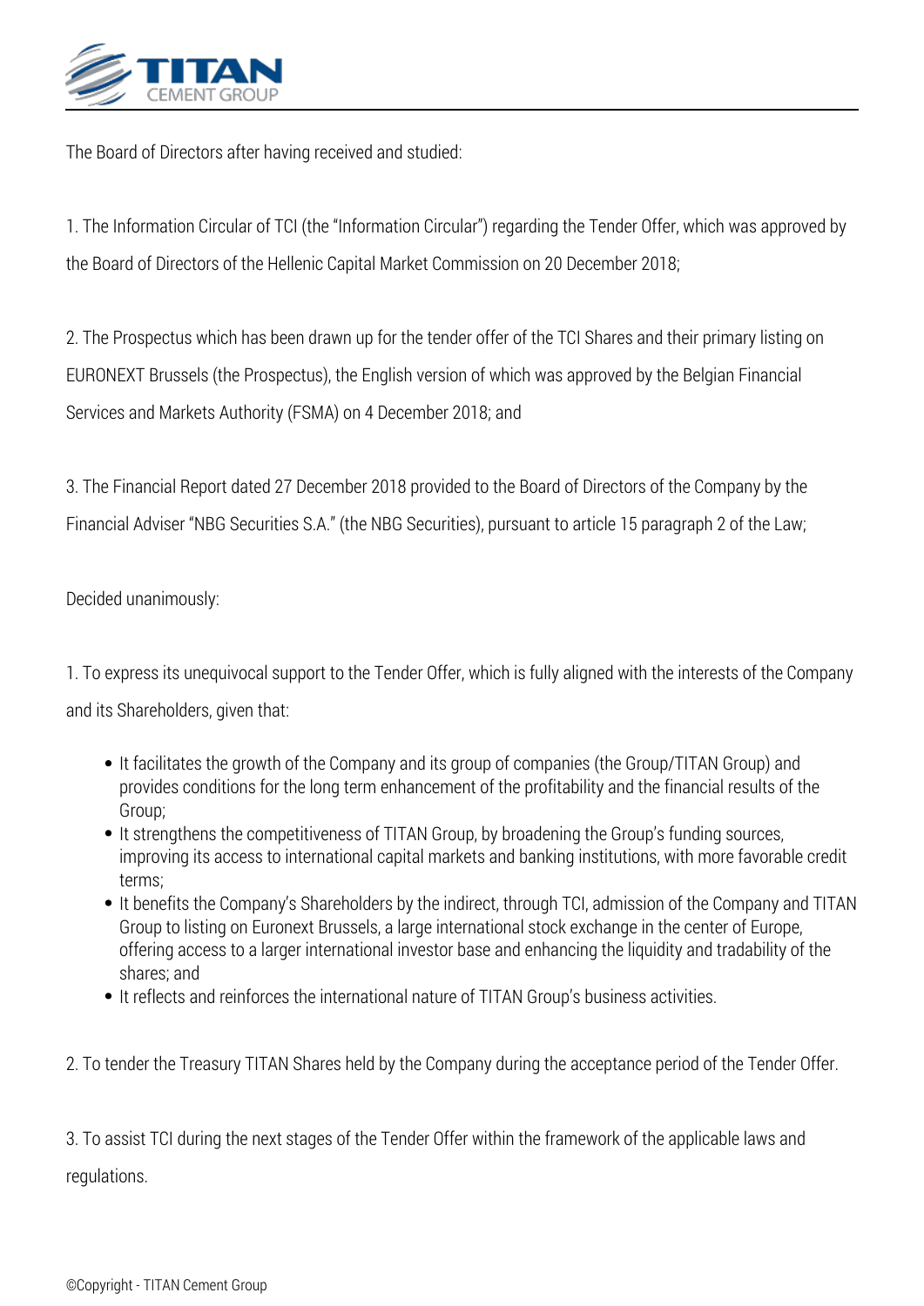The Board of Directors after having received and studied:

1. The Information Circular of TCI (the "Information Circular") regarding the Tender Offer, which was approved by the Board of Directors of the Hellenic Capital Market Commission on 20 December 2018;

2. The Prospectus which has been drawn up for the tender offer of the TCI Shares and their primary listing on EURONEXT Brussels (the Prospectus), the English version of which was approved by the Belgian Financial Services and Markets Authority (FSMA) on 4 December 2018; and

3. The Financial Report dated 27 December 2018 provided to the Board of Directors of the Company by the Financial Adviser "NBG Securities S.A." (the NBG Securities), pursuant to article 15 paragraph 2 of the Law;

Decided unanimously:

1. To express its unequivocal support to the Tender Offer, which is fully aligned with the interests of the Company and its Shareholders, given that:

    - It facilitates the growth of the Company and its group of companies (the Group/TITAN Group) and provides conditions for the long term enhancement of the profitability and the financial results of the Group;
    - It strengthens the competitiveness of TITAN Group, by broadening the Group's funding sources, improving its access to international capital markets and banking institutions, with more favorable credit terms;
    - It benefits the Company's Shareholders by the indirect, through TCI, admission of the Company and TITAN Group to listing on Euronext Brussels, a large international stock exchange in the center of Europe, offering access to a larger international investor base and enhancing the liquidity and tradability of the shares; and
    - It reflects and reinforces the international nature of TITAN Group's business activities.

2. To tender the Treasury TITAN Shares held by the Company during the acceptance period of the Tender Offer.

3. To assist TCI during the next stages of the Tender Offer within the framework of the applicable laws and regulations.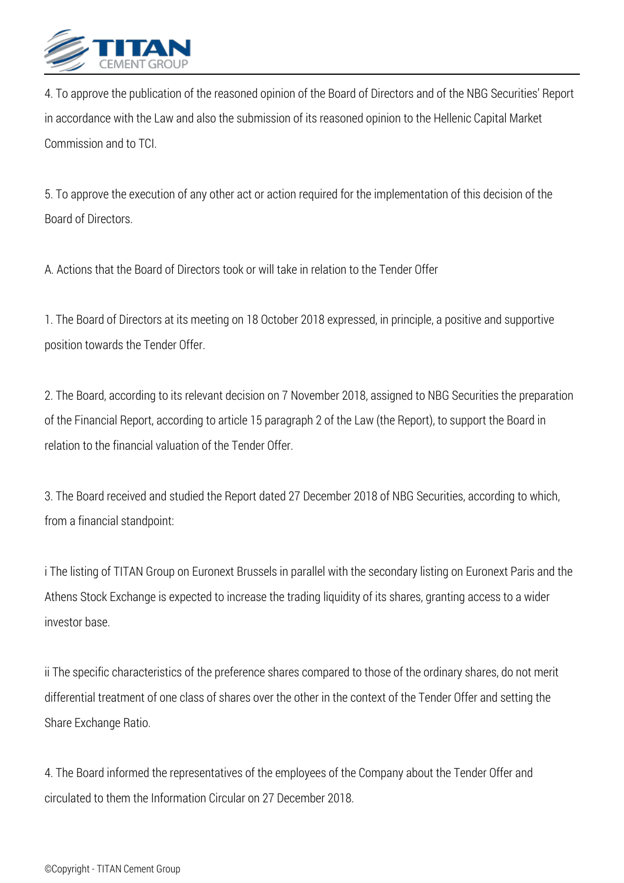4. To approve the publication of the reasoned opinion of the Board of Directors and of the NBG Securities' Report in accordance with the Law and also the submission of its reasoned opinion to the Hellenic Capital Market Commission and to TCI.

5. To approve the execution of any other act or action required for the implementation of this decision of the Board of Directors.

A. Actions that the Board of Directors took or will take in relation to the Tender Offer

1. The Board of Directors at its meeting on 18 October 2018 expressed, in principle, a positive and supportive position towards the Tender Offer.

2. The Board, according to its relevant decision on 7 November 2018, assigned to NBG Securities the preparation of the Financial Report, according to article 15 paragraph 2 of the Law (the Report), to support the Board in relation to the financial valuation of the Tender Offer.

3. The Board received and studied the Report dated 27 December 2018 of NBG Securities, according to which, from a financial standpoint:

i The listing of TITAN Group on Euronext Brussels in parallel with the secondary listing on Euronext Paris and the Athens Stock Exchange is expected to increase the trading liquidity of its shares, granting access to a wider investor base.

ii The specific characteristics of the preference shares compared to those of the ordinary shares, do not merit differential treatment of one class of shares over the other in the context of the Tender Offer and setting the Share Exchange Ratio.

4. The Board informed the representatives of the employees of the Company about the Tender Offer and circulated to them the Information Circular on 27 December 2018.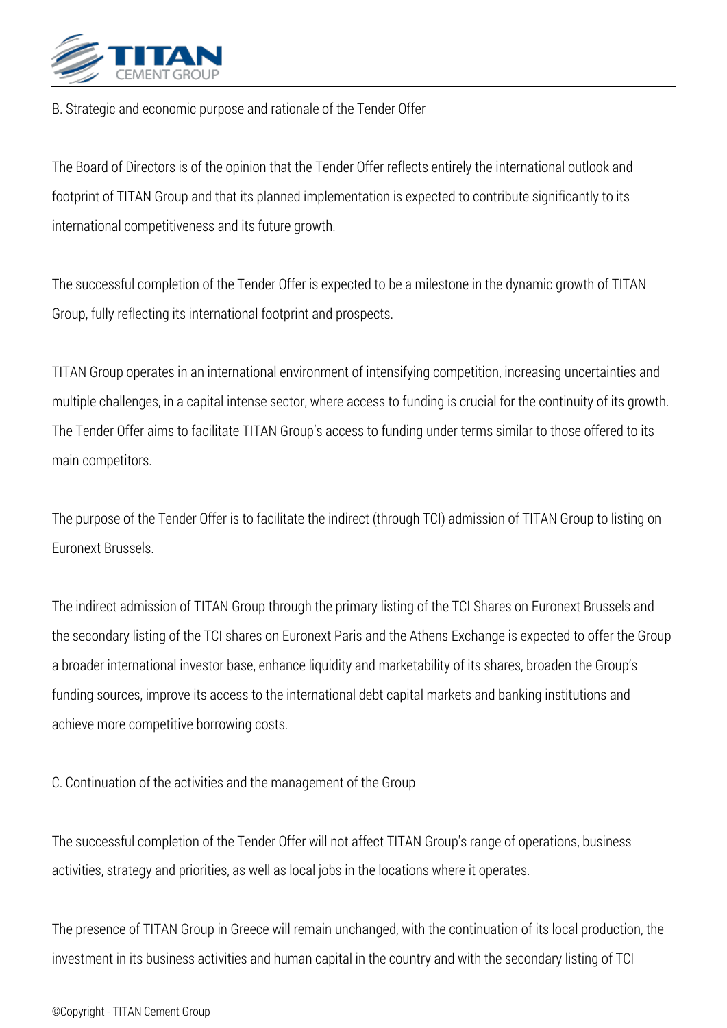B. Strategic and economic purpose and rationale of the Tender Offer

The Board of Directors is of the opinion that the Tender Offer reflects entirely the international outlook and footprint of TITAN Group and that its planned implementation is expected to contribute significantly to its international competitiveness and its future growth.

The successful completion of the Tender Offer is expected to be a milestone in the dynamic growth of TITAN Group, fully reflecting its international footprint and prospects.

TITAN Group operates in an international environment of intensifying competition, increasing uncertainties and multiple challenges, in a capital intense sector, where access to funding is crucial for the continuity of its growth. The Tender Offer aims to facilitate TITAN Group's access to funding under terms similar to those offered to its main competitors.

The purpose of the Tender Offer is to facilitate the indirect (through TCI) admission of TITAN Group to listing on Euronext Brussels.

The indirect admission of TITAN Group through the primary listing of the TCI Shares on Euronext Brussels and the secondary listing of the TCI shares on Euronext Paris and the Athens Exchange is expected to offer the Group a broader international investor base, enhance liquidity and marketability of its shares, broaden the Group's funding sources, improve its access to the international debt capital markets and banking institutions and achieve more competitive borrowing costs.

C. Continuation of the activities and the management of the Group

The successful completion of the Tender Offer will not affect TITAN Group's range of operations, business activities, strategy and priorities, as well as local jobs in the locations where it operates.

The presence of TITAN Group in Greece will remain unchanged, with the continuation of its local production, the investment in its business activities and human capital in the country and with the secondary listing of TCI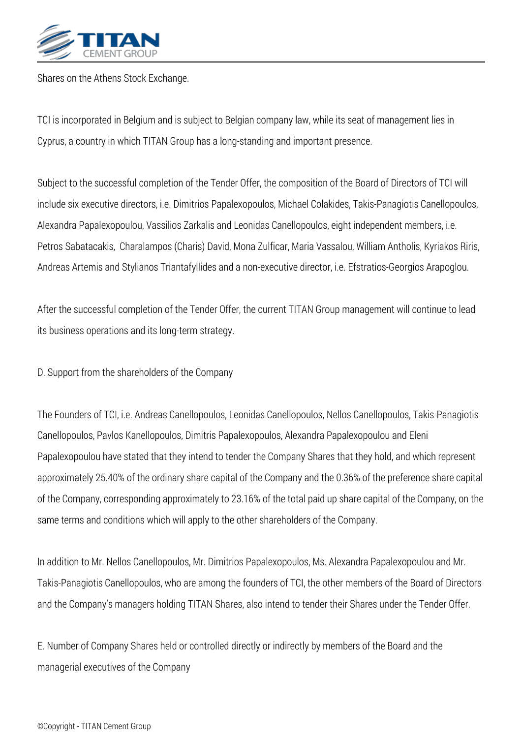Shares on the Athens Stock Exchange.

TCI is incorporated in Belgium and is subject to Belgian company law, while its seat of management lies in Cyprus, a country in which TITAN Group has a long-standing and important presence.

Subject to the successful completion of the Tender Offer, the composition of the Board of Directors of TCI will include six executive directors, i.e. Dimitrios Papalexopoulos, Michael Colakides, Takis-Panagiotis Canellopoulos, Alexandra Papalexopoulou, Vassilios Zarkalis and Leonidas Canellopoulos, eight independent members, i.e. Petros Sabatacakis, Charalampos (Charis) David, Mona Zulficar, Maria Vassalou, William Antholis, Kyriakos Riris, Andreas Artemis and Stylianos Triantafyllides and a non-executive director, i.e. Efstratios-Georgios Arapoglou.

After the successful completion of the Tender Offer, the current TITAN Group management will continue to lead its business operations and its long-term strategy.

D. Support from the shareholders of the Company

The Founders of TCI, i.e. Andreas Canellopoulos, Leonidas Canellopoulos, Nellos Canellopoulos, Takis-Panagiotis Canellopoulos, Pavlos Kanellopoulos, Dimitris Papalexopoulos, Alexandra Papalexopoulou and Eleni Papalexopoulou have stated that they intend to tender the Company Shares that they hold, and which represent approximately 25.40% of the ordinary share capital of the Company and the 0.36% of the preference share capital of the Company, corresponding approximately to 23.16% of the total paid up share capital of the Company, on the same terms and conditions which will apply to the other shareholders of the Company.

In addition to Mr. Nellos Canellopoulos, Mr. Dimitrios Papalexopoulos, Ms. Alexandra Papalexopoulou and Mr. Takis-Panagiotis Canellopoulos, who are among the founders of TCI, the other members of the Board of Directors and the Company's managers holding TITAN Shares, also intend to tender their Shares under the Tender Offer.

E. Number of Company Shares held or controlled directly or indirectly by members of the Board and the managerial executives of the Company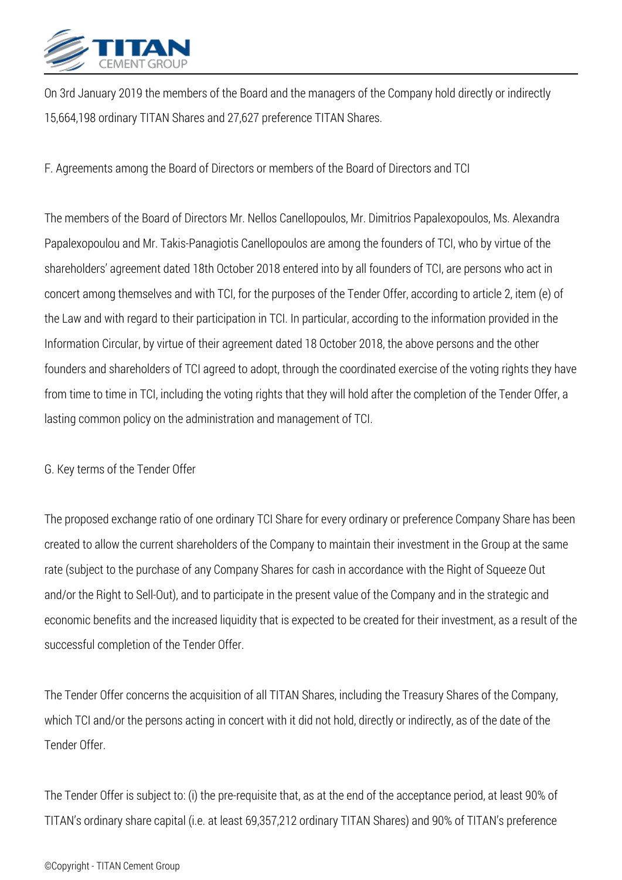On 3rd January 2019 the members of the Board and the managers of the Company hold directly or indirectly 15,664,198 ordinary TITAN Shares and 27,627 preference TITAN Shares.

F. Agreements among the Board of Directors or members of the Board of Directors and TCI

The members of the Board of Directors Mr. Nellos Canellopoulos, Mr. Dimitrios Papalexopoulos, Ms. Alexandra Papalexopoulou and Mr. Takis-Panagiotis Canellopoulos are among the founders of TCI, who by virtue of the shareholders' agreement dated 18th October 2018 entered into by all founders of TCI, are persons who act in concert among themselves and with TCI, for the purposes of the Tender Offer, according to article 2, item (e) of the Law and with regard to their participation in TCI. In particular, according to the information provided in the Information Circular, by virtue of their agreement dated 18 October 2018, the above persons and the other founders and shareholders of TCI agreed to adopt, through the coordinated exercise of the voting rights they have from time to time in TCI, including the voting rights that they will hold after the completion of the Tender Offer, a lasting common policy on the administration and management of TCI.

G. Key terms of the Tender Offer

The proposed exchange ratio of one ordinary TCI Share for every ordinary or preference Company Share has been created to allow the current shareholders of the Company to maintain their investment in the Group at the same rate (subject to the purchase of any Company Shares for cash in accordance with the Right of Squeeze Out and/or the Right to Sell-Out), and to participate in the present value of the Company and in the strategic and economic benefits and the increased liquidity that is expected to be created for their investment, as a result of the successful completion of the Tender Offer.

The Tender Offer concerns the acquisition of all TITAN Shares, including the Treasury Shares of the Company, which TCI and/or the persons acting in concert with it did not hold, directly or indirectly, as of the date of the Tender Offer.

The Tender Offer is subject to: (i) the pre-requisite that, as at the end of the acceptance period, at least 90% of TITAN's ordinary share capital (i.e. at least 69,357,212 ordinary TITAN Shares) and 90% of TITAN's preference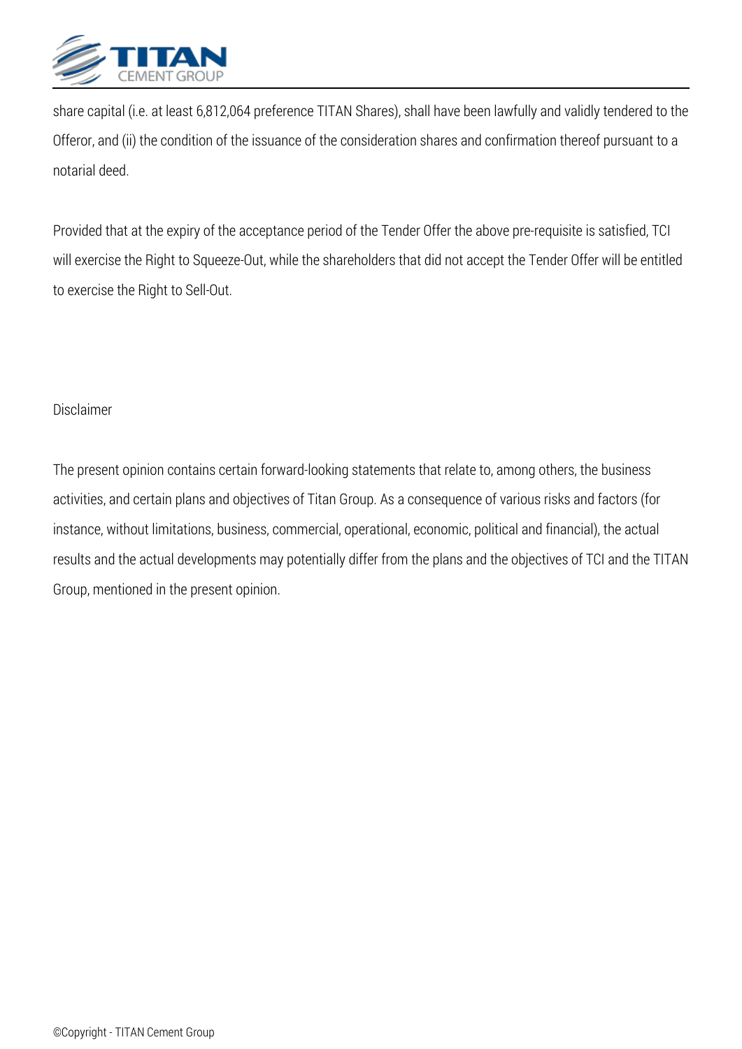share capital (i.e. at least 6,812,064 preference TITAN Shares), shall have been lawfully and validly tendered to the Offeror, and (ii) the condition of the issuance of the consideration shares and confirmation thereof pursuant to a notarial deed.

Provided that at the expiry of the acceptance period of the Tender Offer the above pre-requisite is satisfied, TCI will exercise the Right to Squeeze-Out, while the shareholders that did not accept the Tender Offer will be entitled to exercise the Right to Sell-Out.

Disclaimer

The present opinion contains certain forward-looking statements that relate to, among others, the business activities, and certain plans and objectives of Titan Group. As a consequence of various risks and factors (for instance, without limitations, business, commercial, operational, economic, political and financial), the actual results and the actual developments may potentially differ from the plans and the objectives of TCI and the TITAN Group, mentioned in the present opinion.